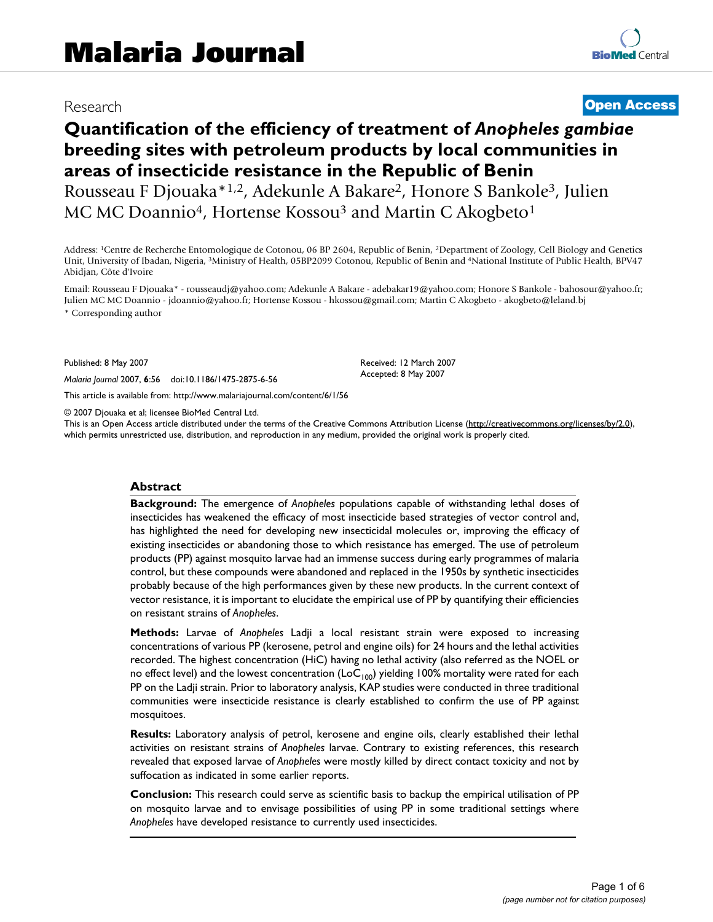# Malaria Journal

Research

**Open Access**

# Quantification of the efficiency of treatment of *Anopheles gambiae* breeding sites with petroleum products by local communities in areas of insecticide resistance in the Republic of Benin

Rousseau F Djouaka*[1,2], Adekunle A Bakare[2], Honore S Bankole[3], Julien MC MC Doannio[4], Hortense Kossou[3] and Martin C Akogbeto[1]

Address: [1]Centre de Recherche Entomologique de Cotonou, 06 BP 2604, Republic of Benin, [2]Department of Zoology, Cell Biology and Genetics Unit, University of Ibadan, Nigeria, [3]Ministry of Health, 05BP2099 Cotonou, Republic of Benin and [4]National Institute of Public Health, BPV47 Abidjan, Côte d'Ivoire

Email: Rousseau F Djouaka* - rousseaudj@yahoo.com; Adekunle A Bakare - adebakar19@yahoo.com; Honore S Bankole - bahosour@yahoo.fr; Julien MC MC Doannio - jdoannio@yahoo.fr; Hortense Kossou - hkossou@gmail.com; Martin C Akogbeto - akogbeto@leland.bj

* Corresponding author

Published: 8 May 2007

*Malaria Journal* 2007, **6**:56 doi:10.1186/1475-2875-6-56

Received: 12 March 2007
Accepted: 8 May 2007

This article is available from: http://www.malariajournal.com/content/6/1/56

© 2007 Djouaka et al; licensee BioMed Central Ltd.
This is an Open Access article distributed under the terms of the Creative Commons Attribution License (http://creativecommons.org/licenses/by/2.0), which permits unrestricted use, distribution, and reproduction in any medium, provided the original work is properly cited.

## Abstract

**Background:** The emergence of *Anopheles* populations capable of withstanding lethal doses of insecticides has weakened the efficacy of most insecticide based strategies of vector control and, has highlighted the need for developing new insecticidal molecules or, improving the efficacy of existing insecticides or abandoning those to which resistance has emerged. The use of petroleum products (PP) against mosquito larvae had an immense success during early programmes of malaria control, but these compounds were abandoned and replaced in the 1950s by synthetic insecticides probably because of the high performances given by these new products. In the current context of vector resistance, it is important to elucidate the empirical use of PP by quantifying their efficiencies on resistant strains of *Anopheles*.

**Methods:** Larvae of *Anopheles* Ladji a local resistant strain were exposed to increasing concentrations of various PP (kerosene, petrol and engine oils) for 24 hours and the lethal activities recorded. The highest concentration (HiC) having no lethal activity (also referred as the NOEL or no effect level) and the lowest concentration ($LoC_{100}$) yielding 100% mortality were rated for each PP on the Ladji strain. Prior to laboratory analysis, KAP studies were conducted in three traditional communities were insecticide resistance is clearly established to confirm the use of PP against mosquitoes.

**Results:** Laboratory analysis of petrol, kerosene and engine oils, clearly established their lethal activities on resistant strains of *Anopheles* larvae. Contrary to existing references, this research revealed that exposed larvae of *Anopheles* were mostly killed by direct contact toxicity and not by suffocation as indicated in some earlier reports.

**Conclusion:** This research could serve as scientific basis to backup the empirical utilisation of PP on mosquito larvae and to envisage possibilities of using PP in some traditional settings where *Anopheles* have developed resistance to currently used insecticides.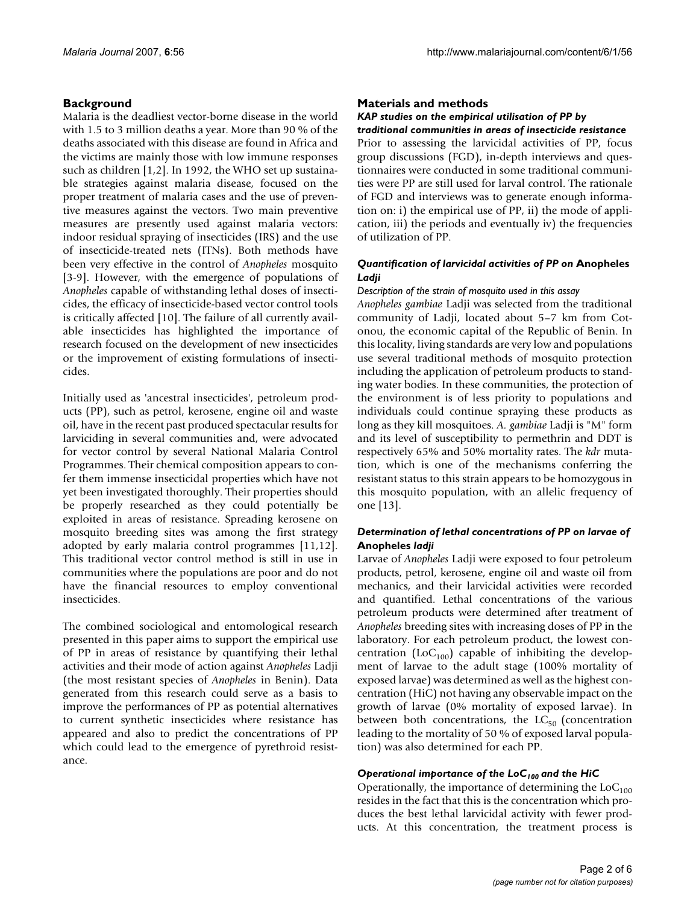## Background

Malaria is the deadliest vector-borne disease in the world with 1.5 to 3 million deaths a year. More than 90 % of the deaths associated with this disease are found in Africa and the victims are mainly those with low immune responses such as children [1,2]. In 1992, the WHO set up sustainable strategies against malaria disease, focused on the proper treatment of malaria cases and the use of preventive measures against the vectors. Two main preventive measures are presently used against malaria vectors: indoor residual spraying of insecticides (IRS) and the use of insecticide-treated nets (ITNs). Both methods have been very effective in the control of *Anopheles* mosquito [3-9]. However, with the emergence of populations of *Anopheles* capable of withstanding lethal doses of insecticides, the efficacy of insecticide-based vector control tools is critically affected [10]. The failure of all currently available insecticides has highlighted the importance of research focused on the development of new insecticides or the improvement of existing formulations of insecticides.

Initially used as 'ancestral insecticides', petroleum products (PP), such as petrol, kerosene, engine oil and waste oil, have in the recent past produced spectacular results for larviciding in several communities and, were advocated for vector control by several National Malaria Control Programmes. Their chemical composition appears to confer them immense insecticidal properties which have not yet been investigated thoroughly. Their properties should be properly researched as they could potentially be exploited in areas of resistance. Spreading kerosene on mosquito breeding sites was among the first strategy adopted by early malaria control programmes [11,12]. This traditional vector control method is still in use in communities where the populations are poor and do not have the financial resources to employ conventional insecticides.

The combined sociological and entomological research presented in this paper aims to support the empirical use of PP in areas of resistance by quantifying their lethal activities and their mode of action against *Anopheles* Ladji (the most resistant species of *Anopheles* in Benin). Data generated from this research could serve as a basis to improve the performances of PP as potential alternatives to current synthetic insecticides where resistance has appeared and also to predict the concentrations of PP which could lead to the emergence of pyrethroid resistance.

## Materials and methods

### KAP studies on the empirical utilisation of PP by traditional communities in areas of insecticide resistance

Prior to assessing the larvicidal activities of PP, focus group discussions (FGD), in-depth interviews and questionnaires were conducted in some traditional communities were PP are still used for larval control. The rationale of FGD and interviews was to generate enough information on: i) the empirical use of PP, ii) the mode of application, iii) the periods and eventually iv) the frequencies of utilization of PP.

### Quantification of larvicidal activities of PP on Anopheles Ladji

#### Description of the strain of mosquito used in this assay

*Anopheles gambiae* Ladji was selected from the traditional community of Ladji, located about 5–7 km from Cotonou, the economic capital of the Republic of Benin. In this locality, living standards are very low and populations use several traditional methods of mosquito protection including the application of petroleum products to standing water bodies. In these communities, the protection of the environment is of less priority to populations and individuals could continue spraying these products as long as they kill mosquitoes. *A. gambiae* Ladji is "M" form and its level of susceptibility to permethrin and DDT is respectively 65% and 50% mortality rates. The *kdr* mutation, which is one of the mechanisms conferring the resistant status to this strain appears to be homozygous in this mosquito population, with an allelic frequency of one [13].

### Determination of lethal concentrations of PP on larvae of Anopheles ladji

Larvae of *Anopheles* Ladji were exposed to four petroleum products, petrol, kerosene, engine oil and waste oil from mechanics, and their larvicidal activities were recorded and quantified. Lethal concentrations of the various petroleum products were determined after treatment of *Anopheles* breeding sites with increasing doses of PP in the laboratory. For each petroleum product, the lowest concentration ($LoC_{100}$) capable of inhibiting the development of larvae to the adult stage (100% mortality of exposed larvae) was determined as well as the highest concentration (HiC) not having any observable impact on the growth of larvae (0% mortality of exposed larvae). In between both concentrations, the $LC_{50}$ (concentration leading to the mortality of 50 % of exposed larval population) was also determined for each PP.

### Operational importance of the $LoC_{100}$ and the HiC

Operationally, the importance of determining the $LoC_{100}$ resides in the fact that this is the concentration which produces the best lethal larvicidal activity with fewer products. At this concentration, the treatment process is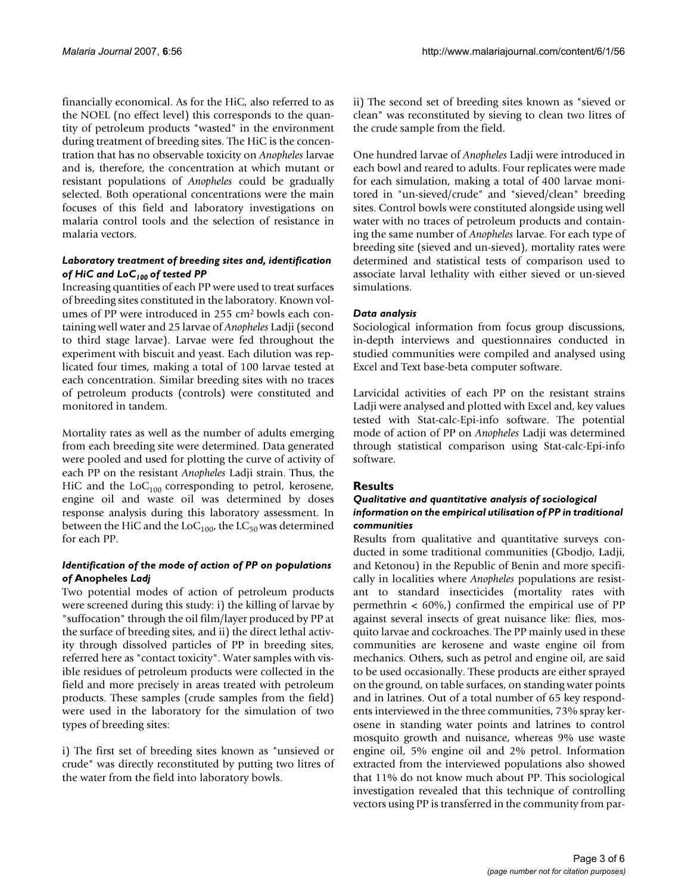financially economical. As for the HiC, also referred to as the NOEL (no effect level) this corresponds to the quantity of petroleum products "wasted" in the environment during treatment of breeding sites. The HiC is the concentration that has no observable toxicity on *Anopheles* larvae and is, therefore, the concentration at which mutant or resistant populations of *Anopheles* could be gradually selected. Both operational concentrations were the main focuses of this field and laboratory investigations on malaria control tools and the selection of resistance in malaria vectors.

#### *Laboratory treatment of breeding sites and, identification of HiC and $LoC_{100}$ of tested PP*

Increasing quantities of each PP were used to treat surfaces of breeding sites constituted in the laboratory. Known volumes of PP were introduced in 255 $cm^2$ bowls each containing well water and 25 larvae of *Anopheles* Ladji (second to third stage larvae). Larvae were fed throughout the experiment with biscuit and yeast. Each dilution was replicated four times, making a total of 100 larvae tested at each concentration. Similar breeding sites with no traces of petroleum products (controls) were constituted and monitored in tandem.

Mortality rates as well as the number of adults emerging from each breeding site were determined. Data generated were pooled and used for plotting the curve of activity of each PP on the resistant *Anopheles* Ladji strain. Thus, the HiC and the $LoC_{100}$ corresponding to petrol, kerosene, engine oil and waste oil was determined by doses response analysis during this laboratory assessment. In between the HiC and the $LoC_{100}$, the $LC_{50}$ was determined for each PP.

#### *Identification of the mode of action of PP on populations of* **Anopheles** *Ladj*

Two potential modes of action of petroleum products were screened during this study: i) the killing of larvae by "suffocation" through the oil film/layer produced by PP at the surface of breeding sites, and ii) the direct lethal activity through dissolved particles of PP in breeding sites, referred here as "contact toxicity". Water samples with visible residues of petroleum products were collected in the field and more precisely in areas treated with petroleum products. These samples (crude samples from the field) were used in the laboratory for the simulation of two types of breeding sites:

i) The first set of breeding sites known as "unsieved or crude" was directly reconstituted by putting two litres of the water from the field into laboratory bowls.

ii) The second set of breeding sites known as "sieved or clean" was reconstituted by sieving to clean two litres of the crude sample from the field.

One hundred larvae of *Anopheles* Ladji were introduced in each bowl and reared to adults. Four replicates were made for each simulation, making a total of 400 larvae monitored in "un-sieved/crude" and "sieved/clean" breeding sites. Control bowls were constituted alongside using well water with no traces of petroleum products and containing the same number of *Anopheles* larvae. For each type of breeding site (sieved and un-sieved), mortality rates were determined and statistical tests of comparison used to associate larval lethality with either sieved or un-sieved simulations.

#### *Data analysis*

Sociological information from focus group discussions, in-depth interviews and questionnaires conducted in studied communities were compiled and analysed using Excel and Text base-beta computer software.

Larvicidal activities of each PP on the resistant strains Ladji were analysed and plotted with Excel and, key values tested with Stat-calc-Epi-info software. The potential mode of action of PP on *Anopheles* Ladji was determined through statistical comparison using Stat-calc-Epi-info software.

## Results

#### *Qualitative and quantitative analysis of sociological information on the empirical utilisation of PP in traditional communities*

Results from qualitative and quantitative surveys conducted in some traditional communities (Gbodjo, Ladji, and Ketonou) in the Republic of Benin and more specifically in localities where *Anopheles* populations are resistant to standard insecticides (mortality rates with permethrin < 60%,) confirmed the empirical use of PP against several insects of great nuisance like: flies, mosquito larvae and cockroaches. The PP mainly used in these communities are kerosene and waste engine oil from mechanics. Others, such as petrol and engine oil, are said to be used occasionally. These products are either sprayed on the ground, on table surfaces, on standing water points and in latrines. Out of a total number of 65 key respondents interviewed in the three communities, 73% spray kerosene in standing water points and latrines to control mosquito growth and nuisance, whereas 9% use waste engine oil, 5% engine oil and 2% petrol. Information extracted from the interviewed populations also showed that 11% do not know much about PP. This sociological investigation revealed that this technique of controlling vectors using PP is transferred in the community from par-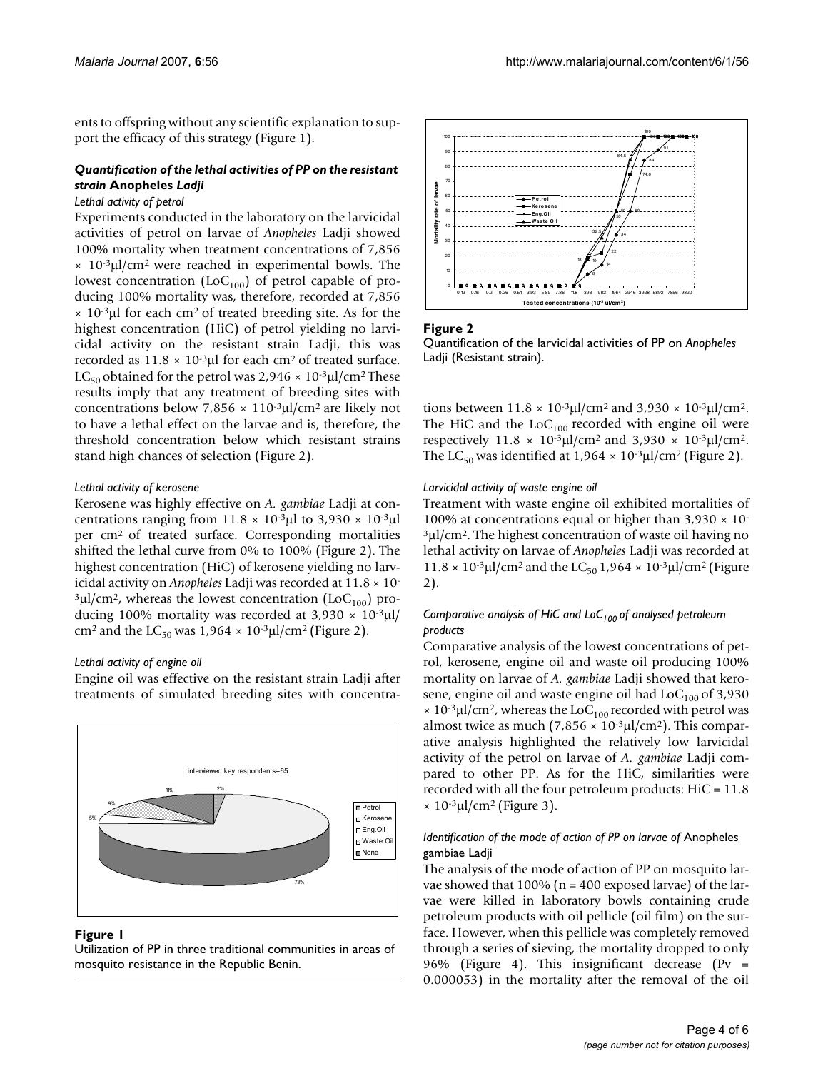ents to offspring without any scientific explanation to support the efficacy of this strategy (Figure 1).

### *Quantification of the lethal activities of PP on the resistant strain* **Anopheles** *Ladji*

*Lethal activity of petrol*

Experiments conducted in the laboratory on the larvicidal activities of petrol on larvae of *Anopheles* Ladji showed 100% mortality when treatment concentrations of 7,856 $\times$ $10^{-3}$µl/cm$^2$ were reached in experimental bowls. The lowest concentration ($LoC_{100}$) of petrol capable of producing 100% mortality was, therefore, recorded at 7,856 $\times$ $10^{-3}$µl for each cm$^2$ of treated breeding site. As for the highest concentration (HiC) of petrol yielding no larvicidal activity on the resistant strain Ladji, this was recorded as 11.8 $\times$ $10^{-3}$µl for each cm$^2$ of treated surface. $LC_{50}$ obtained for the petrol was 2,946 $\times$ $10^{-3}$µl/cm$^2$ These results imply that any treatment of breeding sites with concentrations below 7,856 $\times$ $110^{-3}$µl/cm$^2$ are likely not to have a lethal effect on the larvae and is, therefore, the threshold concentration below which resistant strains stand high chances of selection (Figure 2).

*Lethal activity of kerosene*

Kerosene was highly effective on *A. gambiae* Ladji at concentrations ranging from 11.8 $\times$ $10^{-3}$µl to 3,930 $\times$ $10^{-3}$µl per cm$^2$ of treated surface. Corresponding mortalities shifted the lethal curve from 0% to 100% (Figure 2). The highest concentration (HiC) of kerosene yielding no larvicidal activity on *Anopheles* Ladji was recorded at 11.8 $\times$ $10^{-3}$µl/cm$^2$, whereas the lowest concentration ($LoC_{100}$) producing 100% mortality was recorded at 3,930 $\times$ $10^{-3}$µl/cm$^2$ and the $LC_{50}$ was 1,964 $\times$ $10^{-3}$µl/cm$^2$ (Figure 2).

*Lethal activity of engine oil*

Engine oil was effective on the resistant strain Ladji after treatments of simulated breeding sites with concentrations between 11.8 $\times$ $10^{-3}$µl/cm$^2$ and 3,930 $\times$ $10^{-3}$µl/cm$^2$. The HiC and the $LoC_{100}$ recorded with engine oil were respectively 11.8 $\times$ $10^{-3}$µl/cm$^2$ and 3,930 $\times$ $10^{-3}$µl/cm$^2$. The $LC_{50}$ was identified at 1,964 $\times$ $10^{-3}$µl/cm$^2$ (Figure 2).

**Figure 1**
Utilization of PP in three traditional communities in areas of mosquito resistance in the Republic Benin.

**Figure 2**
Quantification of the larvicidal activities of PP on *Anopheles* Ladji (Resistant strain).

*Larvicidal activity of waste engine oil*

Treatment with waste engine oil exhibited mortalities of 100% at concentrations equal or higher than 3,930 $\times$ $10^{-3}$µl/cm$^2$. The highest concentration of waste oil having no lethal activity on larvae of *Anopheles* Ladji was recorded at 11.8 $\times$ $10^{-3}$µl/cm$^2$ and the $LC_{50}$ 1,964 $\times$ $10^{-3}$µl/cm$^2$ (Figure 2).

*Comparative analysis of HiC and $LoC_{100}$ of analysed petroleum products*

Comparative analysis of the lowest concentrations of petrol, kerosene, engine oil and waste oil producing 100% mortality on larvae of *A. gambiae* Ladji showed that kerosene, engine oil and waste engine oil had $LoC_{100}$ of 3,930 $\times$ $10^{-3}$µl/cm$^2$, whereas the $LoC_{100}$ recorded with petrol was almost twice as much (7,856 $\times$ $10^{-3}$µl/cm$^2$). This comparative analysis highlighted the relatively low larvicidal activity of the petrol on larvae of *A. gambiae* Ladji compared to other PP. As for the HiC, similarities were recorded with all the four petroleum products: HiC = 11.8 $\times$ $10^{-3}$µl/cm$^2$ (Figure 3).

*Identification of the mode of action of PP on larvae of* Anopheles gambiae *Ladji*

The analysis of the mode of action of PP on mosquito larvae showed that 100% (n = 400 exposed larvae) of the larvae were killed in laboratory bowls containing crude petroleum products with oil pellicle (oil film) on the surface. However, when this pellicle was completely removed through a series of sieving, the mortality dropped to only 96% (Figure 4). This insignificant decrease (Pv = 0.000053) in the mortality after the removal of the oil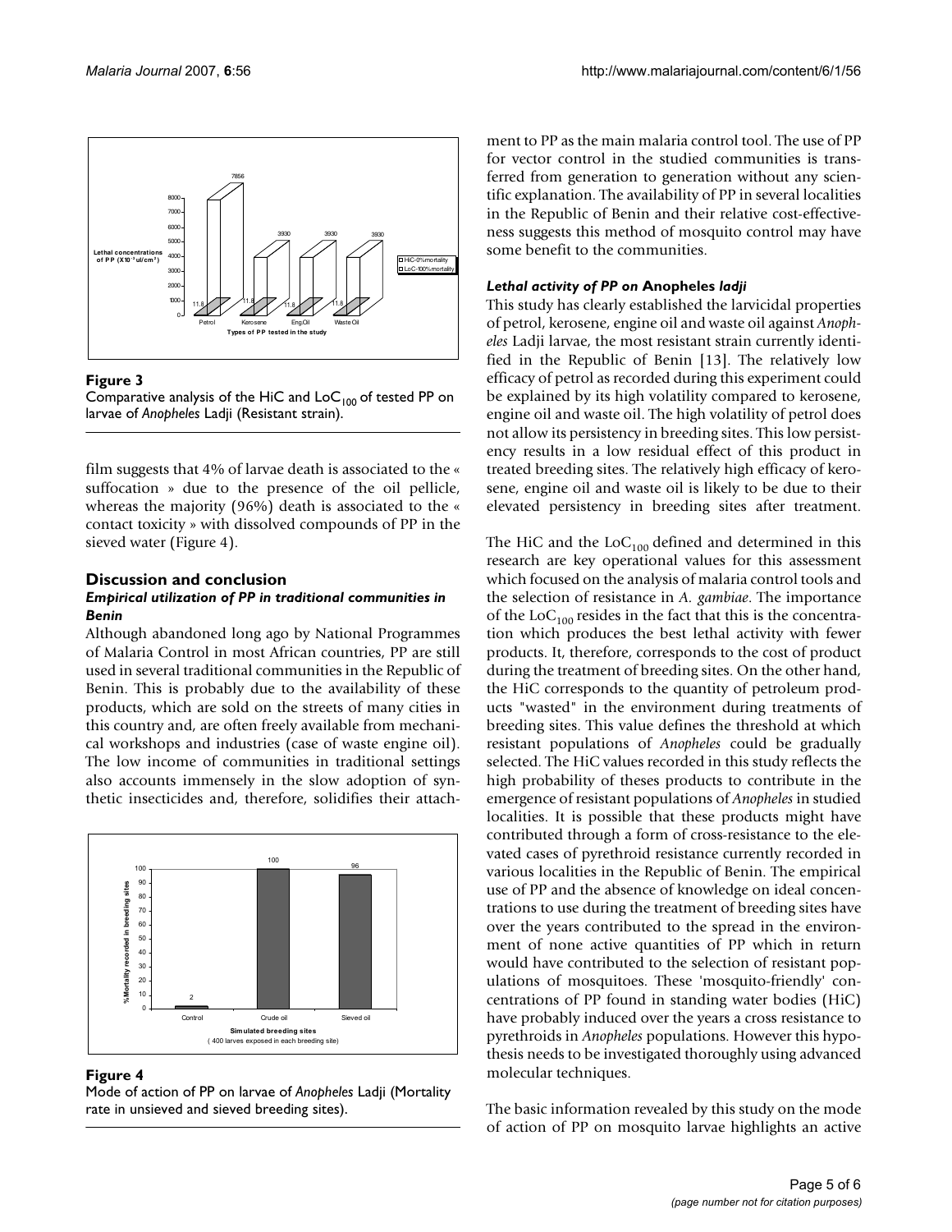7856

8000
7000
6000
5000
4000
3000
2000
1000
0

3930 3930 3930

11.8 11.8 11.8 11.8

Lethal concentrations of PP ($X10^{-3}$ ul/cm²)

Petrol Kerosene Eng.Oil Waste Oil

Types of PP tested in the study

HiC-0%mortality
LoC-100%mortality

**Figure 3**
Comparative analysis of the HiC and $LoC_{100}$ of tested PP on larvae of *Anopheles* Ladji (Resistant strain).

film suggests that 4% of larvae death is associated to the « suffocation » due to the presence of the oil pellicle, whereas the majority (96%) death is associated to the « contact toxicity » with dissolved compounds of PP in the sieved water (Figure 4).

## Discussion and conclusion

### *Empirical utilization of PP in traditional communities in Benin*

Although abandoned long ago by National Programmes of Malaria Control in most African countries, PP are still used in several traditional communities in the Republic of Benin. This is probably due to the availability of these products, which are sold on the streets of many cities in this country and, are often freely available from mechanical workshops and industries (case of waste engine oil). The low income of communities in traditional settings also accounts immensely in the slow adoption of synthetic insecticides and, therefore, solidifies their attachment to PP as the main malaria control tool. The use of PP for vector control in the studied communities is transferred from generation to generation without any scientific explanation. The availability of PP in several localities in the Republic of Benin and their relative cost-effectiveness suggests this method of mosquito control may have some benefit to the communities.

100 96

100
90
80
70
60
50
40
30
20
10
0

2

%Mortality recorded in breeding sites

Control Crude oil Sieved oil

Simulated breeding sites
( 400 larves exposed in each breeding site)

**Figure 4**
Mode of action of PP on larvae of *Anopheles* Ladji (Mortality rate in unsieved and sieved breeding sites).

### *Lethal activity of PP on* **Anopheles** *ladji*

This study has clearly established the larvicidal properties of petrol, kerosene, engine oil and waste oil against *Anopheles* Ladji larvae, the most resistant strain currently identified in the Republic of Benin [13]. The relatively low efficacy of petrol as recorded during this experiment could be explained by its high volatility compared to kerosene, engine oil and waste oil. The high volatility of petrol does not allow its persistency in breeding sites. This low persistency results in a low residual effect of this product in treated breeding sites. The relatively high efficacy of kerosene, engine oil and waste oil is likely to be due to their elevated persistency in breeding sites after treatment.

The HiC and the $LoC_{100}$ defined and determined in this research are key operational values for this assessment which focused on the analysis of malaria control tools and the selection of resistance in *A. gambiae*. The importance of the $LoC_{100}$ resides in the fact that this is the concentration which produces the best lethal activity with fewer products. It, therefore, corresponds to the cost of product during the treatment of breeding sites. On the other hand, the HiC corresponds to the quantity of petroleum products "wasted" in the environment during treatments of breeding sites. This value defines the threshold at which resistant populations of *Anopheles* could be gradually selected. The HiC values recorded in this study reflects the high probability of theses products to contribute in the emergence of resistant populations of *Anopheles* in studied localities. It is possible that these products might have contributed through a form of cross-resistance to the elevated cases of pyrethroid resistance currently recorded in various localities in the Republic of Benin. The empirical use of PP and the absence of knowledge on ideal concentrations to use during the treatment of breeding sites have over the years contributed to the spread in the environment of none active quantities of PP which in return would have contributed to the selection of resistant populations of mosquitoes. These 'mosquito-friendly' concentrations of PP found in standing water bodies (HiC) have probably induced over the years a cross resistance to pyrethroids in *Anopheles* populations. However this hypothesis needs to be investigated thoroughly using advanced molecular techniques.

The basic information revealed by this study on the mode of action of PP on mosquito larvae highlights an active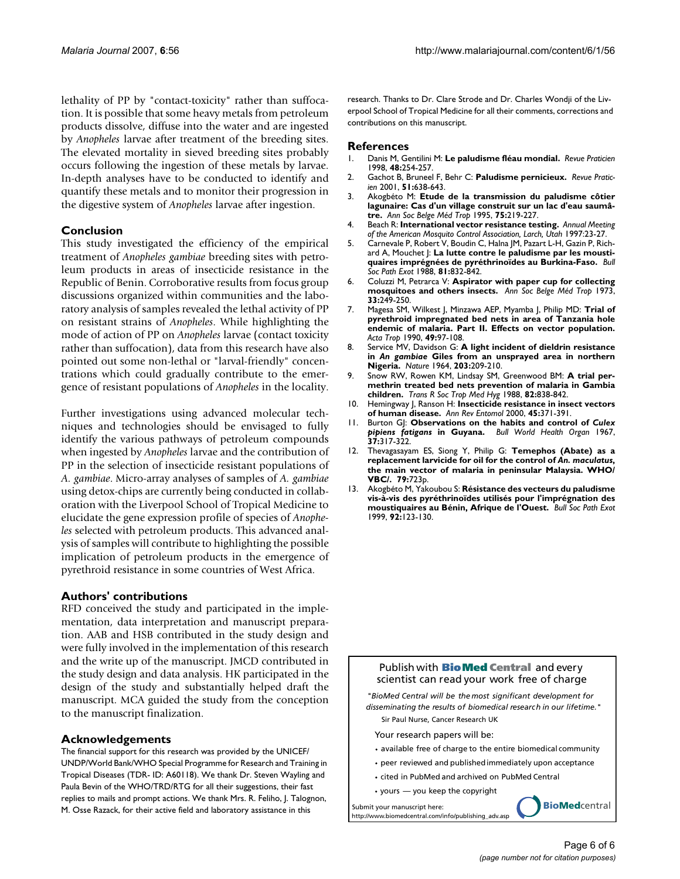lethality of PP by "contact-toxicity" rather than suffocation. It is possible that some heavy metals from petroleum products dissolve, diffuse into the water and are ingested by *Anopheles* larvae after treatment of the breeding sites. The elevated mortality in sieved breeding sites probably occurs following the ingestion of these metals by larvae. In-depth analyses have to be conducted to identify and quantify these metals and to monitor their progression in the digestive system of *Anopheles* larvae after ingestion.

## Conclusion

This study investigated the efficiency of the empirical treatment of *Anopheles gambiae* breeding sites with petroleum products in areas of insecticide resistance in the Republic of Benin. Corroborative results from focus group discussions organized within communities and the laboratory analysis of samples revealed the lethal activity of PP on resistant strains of *Anopheles*. While highlighting the mode of action of PP on *Anopheles* larvae (contact toxicity rather than suffocation), data from this research have also pointed out some non-lethal or "larval-friendly" concentrations which could gradually contribute to the emergence of resistant populations of *Anopheles* in the locality.

Further investigations using advanced molecular techniques and technologies should be envisaged to fully identify the various pathways of petroleum compounds when ingested by *Anopheles* larvae and the contribution of PP in the selection of insecticide resistant populations of *A. gambiae*. Micro-array analyses of samples of *A. gambiae* using detox-chips are currently being conducted in collaboration with the Liverpool School of Tropical Medicine to elucidate the gene expression profile of species of *Anopheles* selected with petroleum products. This advanced analysis of samples will contribute to highlighting the possible implication of petroleum products in the emergence of pyrethroid resistance in some countries of West Africa.

## Authors' contributions

RFD conceived the study and participated in the implementation, data interpretation and manuscript preparation. AAB and HSB contributed in the study design and were fully involved in the implementation of this research and the write up of the manuscript. JMCD contributed in the study design and data analysis. HK participated in the design of the study and substantially helped draft the manuscript. MCA guided the study from the conception to the manuscript finalization.

## Acknowledgements

The financial support for this research was provided by the UNICEF/UNDP/World Bank/WHO Special Programme for Research and Training in Tropical Diseases (TDR- ID: A60118). We thank Dr. Steven Wayling and Paula Bevin of the WHO/TRD/RTG for all their suggestions, their fast replies to mails and prompt actions. We thank Mrs. R. Feliho, J. Talognon, M. Osse Razack, for their active field and laboratory assistance in this research. Thanks to Dr. Clare Strode and Dr. Charles Wondji of the Liverpool School of Tropical Medicine for all their comments, corrections and contributions on this manuscript.

## References

1. Danis M, Gentilini M: **Le paludisme fléau mondial.** *Revue Praticien* 1998, **48:**254-257.
2. Gachot B, Bruneel F, Behr C: **Paludisme pernicieux.** *Revue Praticien* 2001, **51:**638-643.
3. Akogbéto M: **Etude de la transmission du paludisme côtier lagunaire: Cas d'un village construit sur un lac d'eau saumâtre.** *Ann Soc Belge Méd Trop* 1995, **75:**219-227.
4. Beach R: **International vector resistance testing.** *Annual Meeting of the American Mosquito Control Association, Larch, Utah* 1997:23-27.
5. Carnevale P, Robert V, Boudin C, Halna JM, Pazart L-H, Gazin P, Richard A, Mouchet J: **La lutte contre le paludisme par les moustiquaires imprégnées de pyréthrinoïdes au Burkina-Faso.** *Bull Soc Path Exot* 1988, **81:**832-842.
6. Coluzzi M, Petrarca V: **Aspirator with paper cup for collecting mosquitoes and others insects.** *Ann Soc Belge Méd Trop* 1973, **33:**249-250.
7. Magesa SM, Wilkest J, Minzawa AEP, Myamba J, Philip MD: **Trial of pyrethroid impregnated bed nets in area of Tanzania hole endemic of malaria. Part II. Effects on vector population.** *Acta Trop* 1990, **49:**97-108.
8. Service MV, Davidson G: **A light incident of dieldrin resistance in *An gambiae* Giles from an unsprayed area in northern Nigeria.** *Nature* 1964, **203:**209-210.
9. Snow RW, Rowen KM, Lindsay SM, Greenwood BM: **A trial permethrin treated bed nets prevention of malaria in Gambia children.** *Trans R Soc Trop Med Hyg* 1988, **82:**838-842.
10. Hemingway J, Ranson H: **Insecticide resistance in insect vectors of human disease.** *Ann Rev Entomol* 2000, **45:**371-391.
11. Burton GJ: **Observations on the habits and control of *Culex pipiens fatigans* in Guyana.** *Bull World Health Organ* 1967, **37:**317-322.
12. Thevagasayam ES, Siong Y, Philip G: **Temephos (Abate) as a replacement larvicide for oil for the control of *An. maculatus*, the main vector of malaria in peninsular Malaysia. WHO/VBC/.** **79:**723p.
13. Akogbéto M, Yakoubou S: **Résistance des vecteurs du paludisme vis-à-vis des pyréthrinoïdes utilisés pour l'imprégnation des moustiquaires au Bénin, Afrique de l'Ouest.** *Bull Soc Path Exot* 1999, **92:**123-130.

Publish with **BioMed Central** and every scientist can read your work free of charge

*"BioMed Central will be the most significant development for disseminating the results of biomedical research in our lifetime."*

Sir Paul Nurse, Cancer Research UK

Your research papers will be:

- available free of charge to the entire biomedical community
- peer reviewed and published immediately upon acceptance
- cited in PubMed and archived on PubMed Central
- yours — you keep the copyright

Submit your manuscript here:
http://www.biomedcentral.com/info/publishing_adv.asp

**BioMed**central